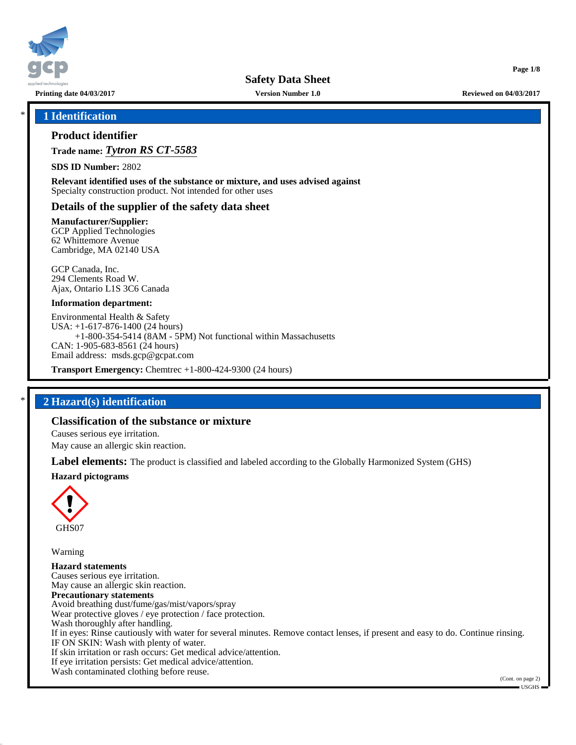# Safety Data Sheet

Printing date 04/03/2017 | Version Number 1.0 | Reviewed on 04/03/2017

## * 1 Identification

### Product identifier

**Trade name:** ***Tytron RS CT-5583***

**SDS ID Number:** 2802

**Relevant identified uses of the substance or mixture, and uses advised against**
Specialty construction product. Not intended for other uses

### Details of the supplier of the safety data sheet

**Manufacturer/Supplier:**
GCP Applied Technologies
62 Whittemore Avenue
Cambridge, MA 02140 USA

GCP Canada, Inc.
294 Clements Road W.
Ajax, Ontario L1S 3C6 Canada

**Information department:**

Environmental Health & Safety
USA: +1-617-876-1400 (24 hours)
+1-800-354-5414 (8AM - 5PM) Not functional within Massachusetts
CAN: 1-905-683-8561 (24 hours)
Email address: msds.gcp@gcpat.com

**Transport Emergency:** Chemtrec +1-800-424-9300 (24 hours)

## * 2 Hazard(s) identification

### Classification of the substance or mixture

Causes serious eye irritation.
May cause an allergic skin reaction.

**Label elements:** The product is classified and labeled according to the Globally Harmonized System (GHS)

**Hazard pictograms**

GHS07

Warning

**Hazard statements**
Causes serious eye irritation.
May cause an allergic skin reaction.

**Precautionary statements**
Avoid breathing dust/fume/gas/mist/vapors/spray
Wear protective gloves / eye protection / face protection.
Wash thoroughly after handling.
If in eyes: Rinse cautiously with water for several minutes. Remove contact lenses, if present and easy to do. Continue rinsing.
IF ON SKIN: Wash with plenty of water.
If skin irritation or rash occurs: Get medical advice/attention.
If eye irritation persists: Get medical advice/attention.
Wash contaminated clothing before reuse.

(Cont. on page 2)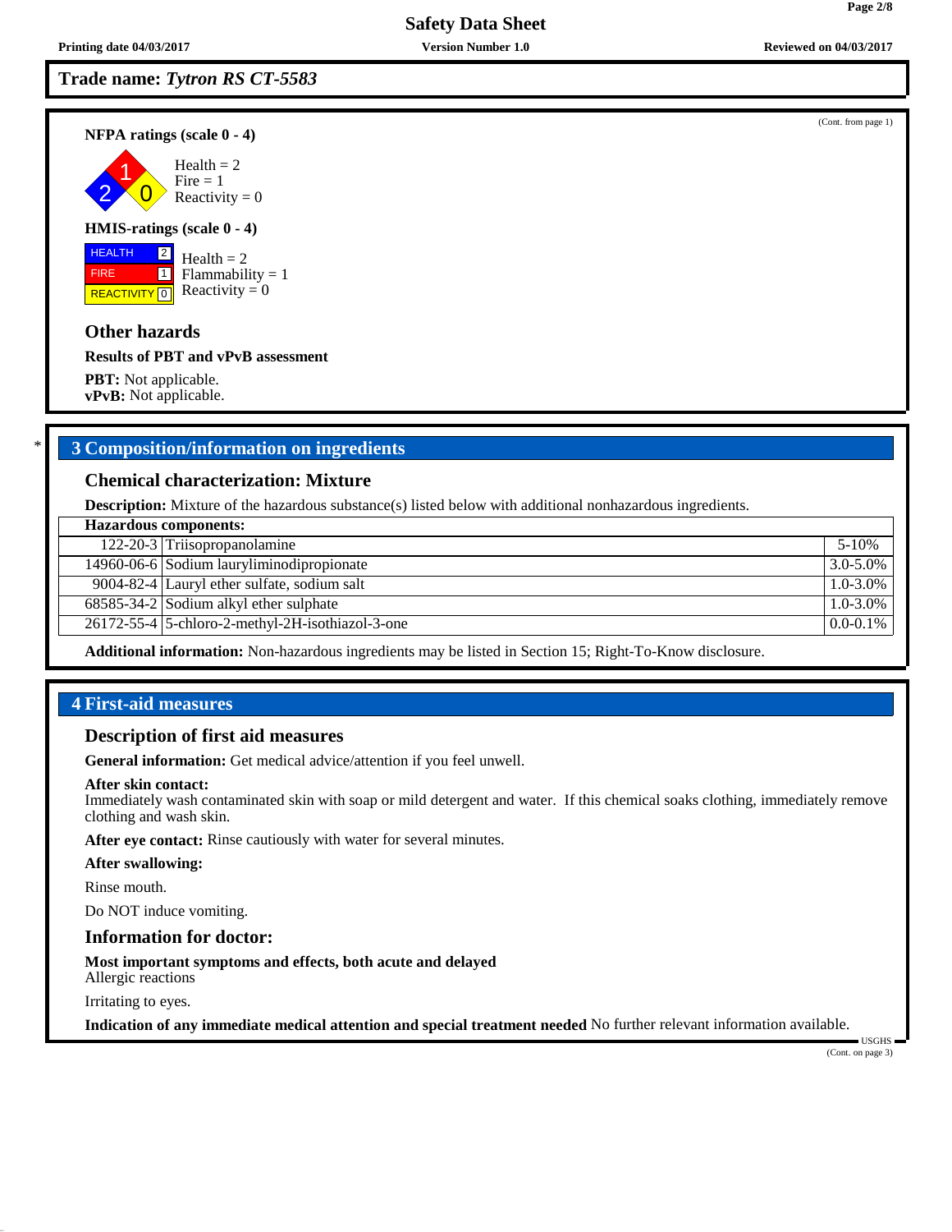**Trade name:** ***Tytron RS CT-5583***

(Cont. from page 1)

**NFPA ratings (scale 0 - 4)**

Health = 2
Fire = 1
Reactivity = 0

**HMIS-ratings (scale 0 - 4)**

| HEALTH | 2 |
|---|---|
| FIRE | 1 |
| REACTIVITY | 0 |

Health = 2
Flammability = 1
Reactivity = 0

### Other hazards

**Results of PBT and vPvB assessment**

**PBT:** Not applicable.
**vPvB:** Not applicable.

## 3 Composition/information on ingredients

### Chemical characterization: Mixture

**Description:** Mixture of the hazardous substance(s) listed below with additional nonhazardous ingredients.

| Hazardous components: | | |
|---|---|---|
| 122-20-3 | Triisopropanolamine | 5-10% |
| 14960-06-6 | Sodium lauryliminodipropionate | 3.0-5.0% |
| 9004-82-4 | Lauryl ether sulfate, sodium salt | 1.0-3.0% |
| 68585-34-2 | Sodium alkyl ether sulphate | 1.0-3.0% |
| 26172-55-4 | 5-chloro-2-methyl-2H-isothiazol-3-one | 0.0-0.1% |

**Additional information:** Non-hazardous ingredients may be listed in Section 15; Right-To-Know disclosure.

## 4 First-aid measures

### Description of first aid measures

**General information:** Get medical advice/attention if you feel unwell.

**After skin contact:**
Immediately wash contaminated skin with soap or mild detergent and water. If this chemical soaks clothing, immediately remove clothing and wash skin.

**After eye contact:** Rinse cautiously with water for several minutes.

**After swallowing:**

Rinse mouth.

Do NOT induce vomiting.

### Information for doctor:

**Most important symptoms and effects, both acute and delayed**
Allergic reactions

Irritating to eyes.

**Indication of any immediate medical attention and special treatment needed** No further relevant information available.

USGHS

(Cont. on page 3)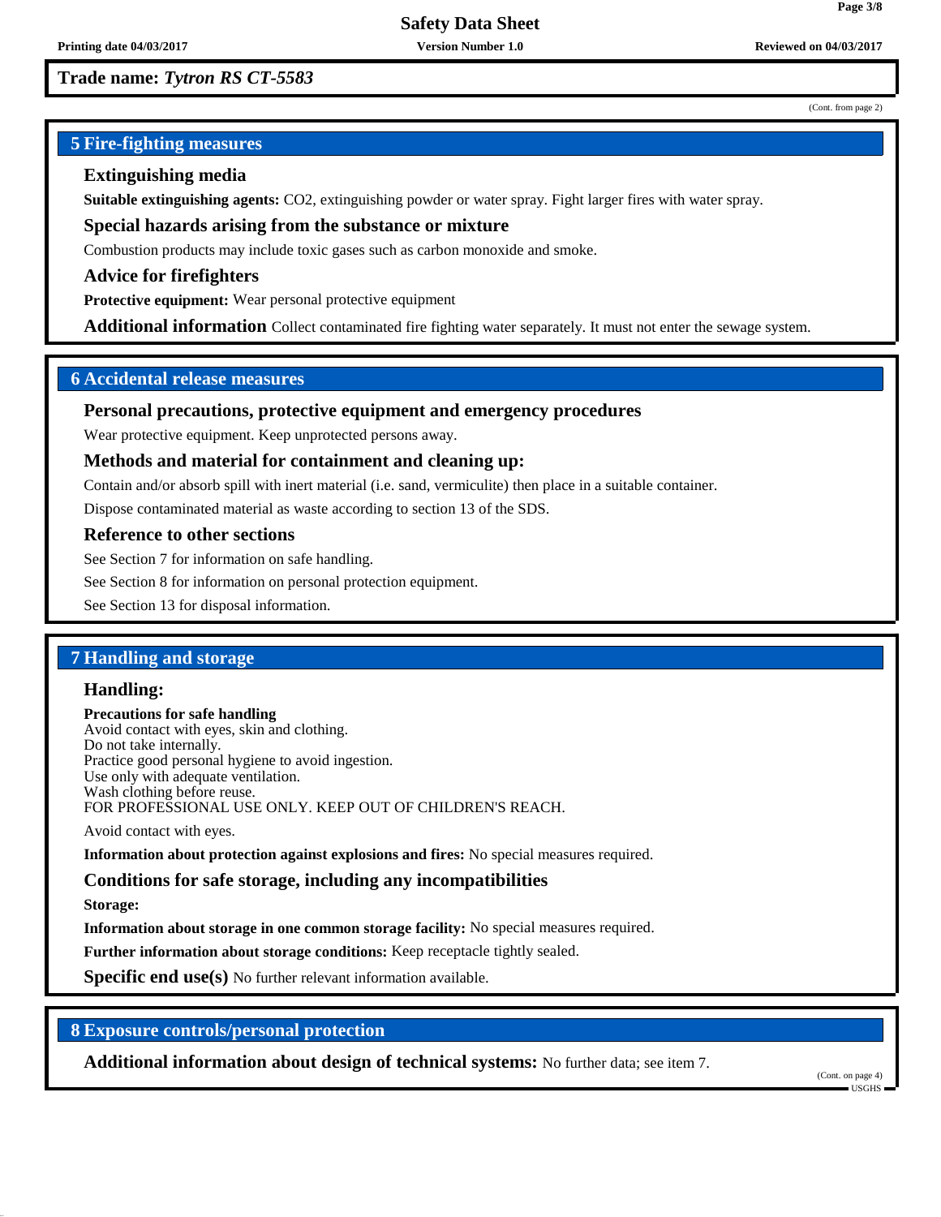**Trade name:** ***Tytron RS CT-5583***

(Cont. from page 2)

## 5 Fire-fighting measures

### Extinguishing media

**Suitable extinguishing agents:** $CO_2$, extinguishing powder or water spray. Fight larger fires with water spray.

### Special hazards arising from the substance or mixture

Combustion products may include toxic gases such as carbon monoxide and smoke.

### Advice for firefighters

**Protective equipment:** Wear personal protective equipment

**Additional information** Collect contaminated fire fighting water separately. It must not enter the sewage system.

## 6 Accidental release measures

### Personal precautions, protective equipment and emergency procedures

Wear protective equipment. Keep unprotected persons away.

### Methods and material for containment and cleaning up:

Contain and/or absorb spill with inert material (i.e. sand, vermiculite) then place in a suitable container.

Dispose contaminated material as waste according to section 13 of the SDS.

### Reference to other sections

See Section 7 for information on safe handling.

See Section 8 for information on personal protection equipment.

See Section 13 for disposal information.

## 7 Handling and storage

### Handling:

**Precautions for safe handling**
Avoid contact with eyes, skin and clothing.
Do not take internally.
Practice good personal hygiene to avoid ingestion.
Use only with adequate ventilation.
Wash clothing before reuse.
FOR PROFESSIONAL USE ONLY. KEEP OUT OF CHILDREN'S REACH.

Avoid contact with eyes.

**Information about protection against explosions and fires:** No special measures required.

### Conditions for safe storage, including any incompatibilities

**Storage:**

**Information about storage in one common storage facility:** No special measures required.

**Further information about storage conditions:** Keep receptacle tightly sealed.

**Specific end use(s)** No further relevant information available.

## 8 Exposure controls/personal protection

**Additional information about design of technical systems:** No further data; see item 7.

(Cont. on page 4)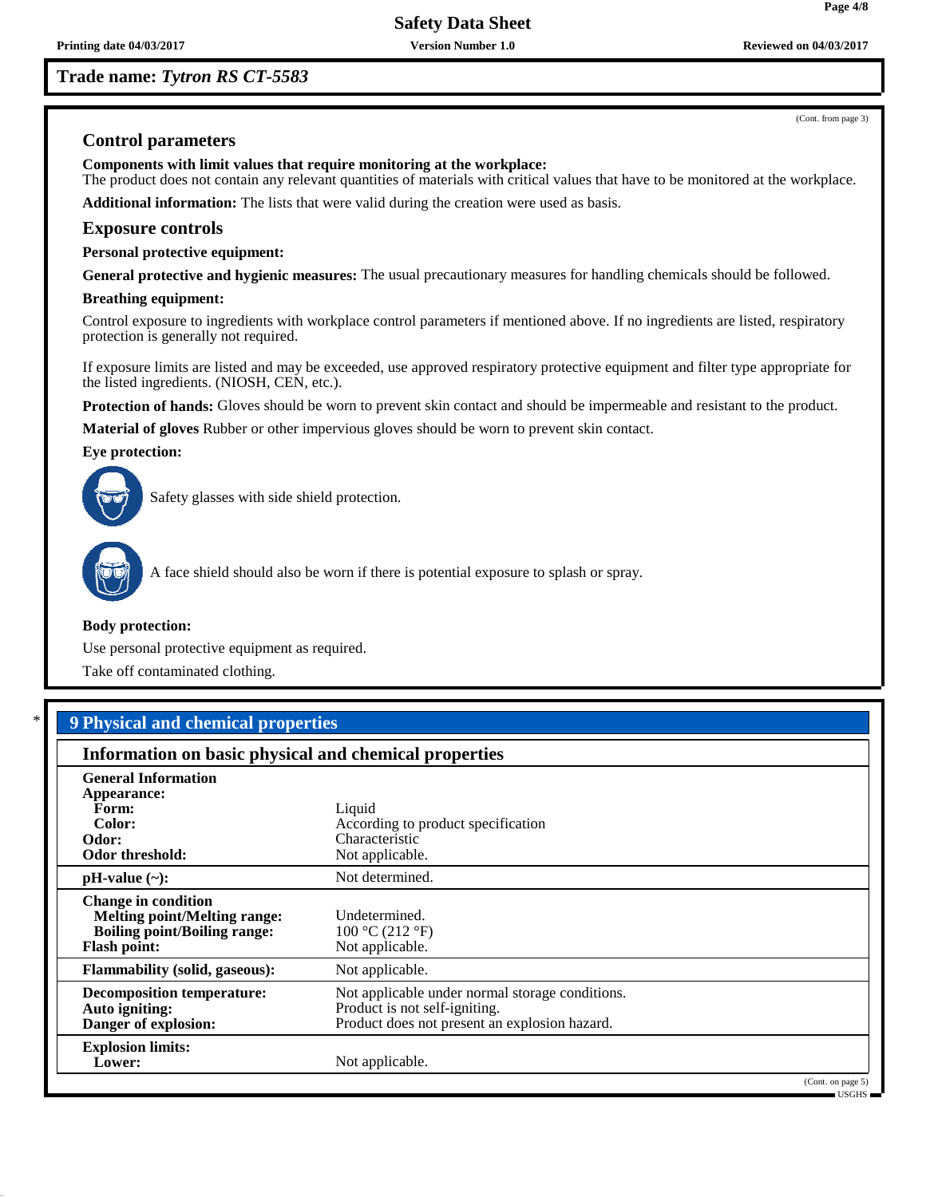**Trade name:** ***Tytron RS CT-5583***

(Cont. from page 3)

### Control parameters

**Components with limit values that require monitoring at the workplace:**
The product does not contain any relevant quantities of materials with critical values that have to be monitored at the workplace.

**Additional information:** The lists that were valid during the creation were used as basis.

### Exposure controls

**Personal protective equipment:**

**General protective and hygienic measures:** The usual precautionary measures for handling chemicals should be followed.

**Breathing equipment:**

Control exposure to ingredients with workplace control parameters if mentioned above. If no ingredients are listed, respiratory protection is generally not required.

If exposure limits are listed and may be exceeded, use approved respiratory protective equipment and filter type appropriate for the listed ingredients. (NIOSH, CEN, etc.).

**Protection of hands:** Gloves should be worn to prevent skin contact and should be impermeable and resistant to the product.

**Material of gloves** Rubber or other impervious gloves should be worn to prevent skin contact.

**Eye protection:**

Safety glasses with side shield protection.

A face shield should also be worn if there is potential exposure to splash or spray.

**Body protection:**

Use personal protective equipment as required.

Take off contaminated clothing.

## * 9 Physical and chemical properties

### Information on basic physical and chemical properties

| | |
|---|---|
| **General Information** | |
| **Appearance:** | |
| **Form:** | Liquid |
| **Color:** | According to product specification |
| **Odor:** | Characteristic |
| **Odor threshold:** | Not applicable. |
| **pH-value (~):** | Not determined. |
| **Change in condition** | |
| **Melting point/Melting range:** | Undetermined. |
| **Boiling point/Boiling range:** | 100 °C (212 °F) |
| **Flash point:** | Not applicable. |
| **Flammability (solid, gaseous):** | Not applicable. |
| **Decomposition temperature:** | Not applicable under normal storage conditions. |
| **Auto igniting:** | Product is not self-igniting. |
| **Danger of explosion:** | Product does not present an explosion hazard. |
| **Explosion limits:** | |
| **Lower:** | Not applicable. |

(Cont. on page 5)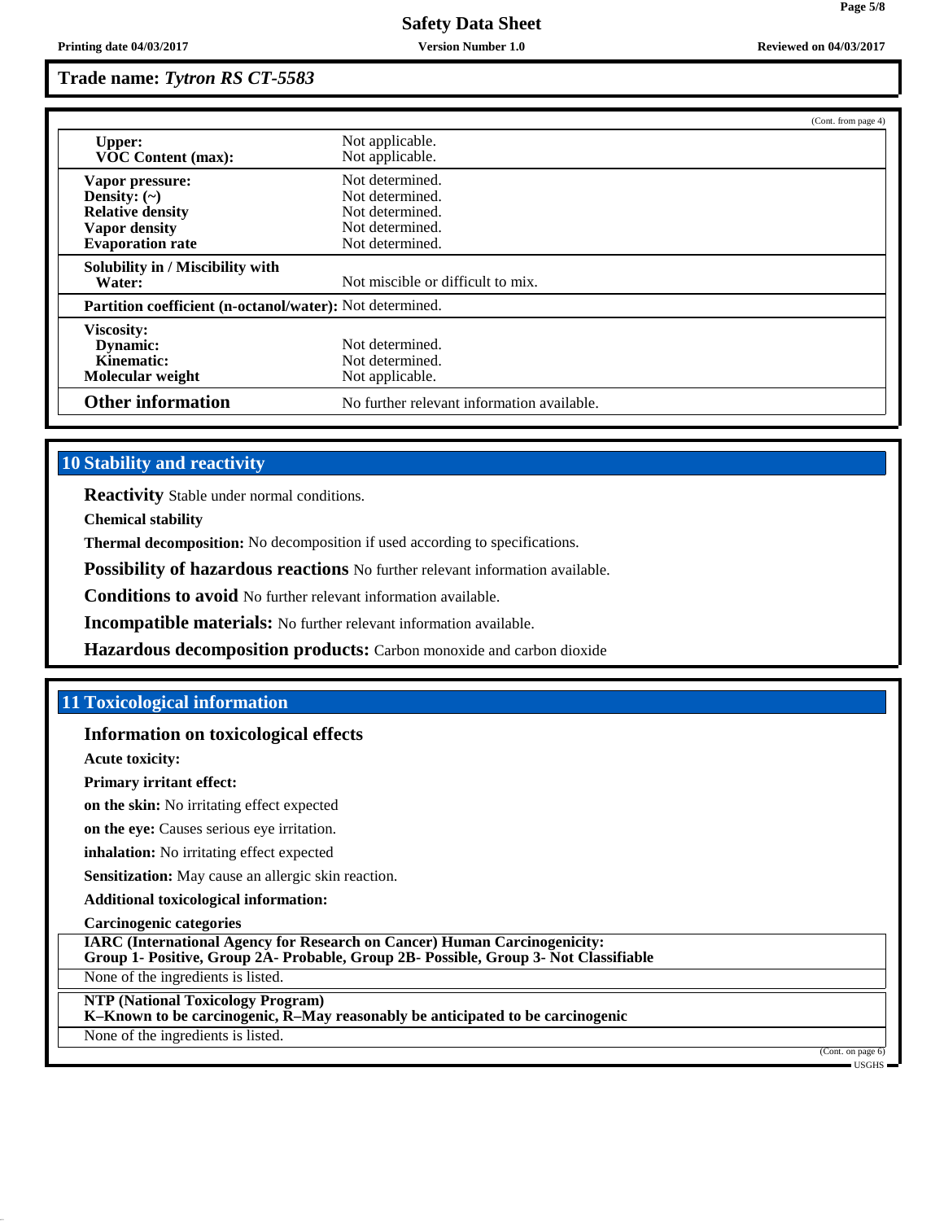**Trade name:** ***Tytron RS CT-5583***

(Cont. from page 4)

| | |
|---|---|
| **Upper:** | Not applicable. |
| **VOC Content (max):** | Not applicable. |
| **Vapor pressure:** | Not determined. |
| **Density: (~)** | Not determined. |
| **Relative density** | Not determined. |
| **Vapor density** | Not determined. |
| **Evaporation rate** | Not determined. |
| **Solubility in / Miscibility with Water:** | Not miscible or difficult to mix. |
| **Partition coefficient (n-octanol/water):** | Not determined. |
| **Viscosity:** | |
| **Dynamic:** | Not determined. |
| **Kinematic:** | Not determined. |
| **Molecular weight** | Not applicable. |
| **Other information** | No further relevant information available. |

## 10 Stability and reactivity

**Reactivity** Stable under normal conditions.

**Chemical stability**

**Thermal decomposition:** No decomposition if used according to specifications.

**Possibility of hazardous reactions** No further relevant information available.

**Conditions to avoid** No further relevant information available.

**Incompatible materials:** No further relevant information available.

**Hazardous decomposition products:** Carbon monoxide and carbon dioxide

## 11 Toxicological information

### Information on toxicological effects

**Acute toxicity:**

**Primary irritant effect:**

**on the skin:** No irritating effect expected

**on the eye:** Causes serious eye irritation.

**inhalation:** No irritating effect expected

**Sensitization:** May cause an allergic skin reaction.

**Additional toxicological information:**

**Carcinogenic categories**

**IARC (International Agency for Research on Cancer) Human Carcinogenicity:**
**Group 1- Positive, Group 2A- Probable, Group 2B- Possible, Group 3- Not Classifiable**

None of the ingredients is listed.

**NTP (National Toxicology Program)**
**K–Known to be carcinogenic, R–May reasonably be anticipated to be carcinogenic**

None of the ingredients is listed.

(Cont. on page 6)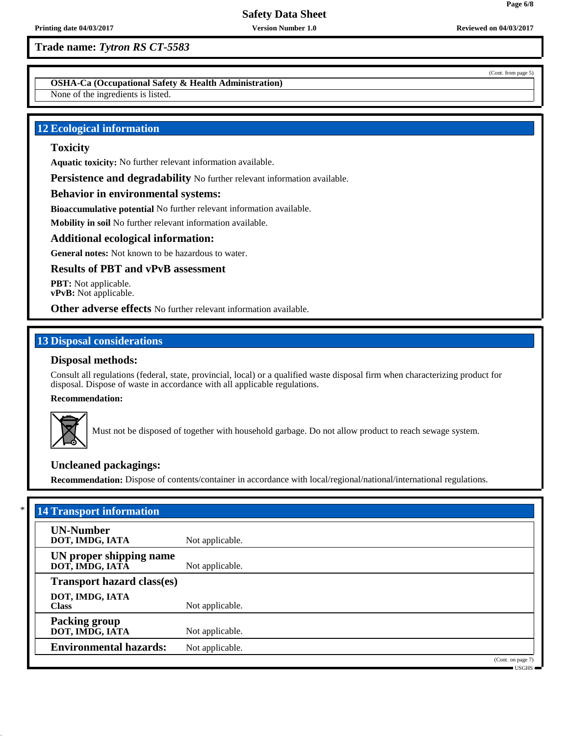**Trade name:** ***Tytron RS CT-5583***

(Cont. from page 5)

| OSHA-Ca (Occupational Safety & Health Administration) |
|---|
| None of the ingredients is listed. |

## 12 Ecological information

### Toxicity

**Aquatic toxicity:** No further relevant information available.

**Persistence and degradability** No further relevant information available.

### Behavior in environmental systems:

**Bioaccumulative potential** No further relevant information available.

**Mobility in soil** No further relevant information available.

### Additional ecological information:

**General notes:** Not known to be hazardous to water.

### Results of PBT and vPvB assessment

**PBT:** Not applicable.
**vPvB:** Not applicable.

**Other adverse effects** No further relevant information available.

## 13 Disposal considerations

### Disposal methods:

Consult all regulations (federal, state, provincial, local) or a qualified waste disposal firm when characterizing product for disposal. Dispose of waste in accordance with all applicable regulations.

**Recommendation:**

Must not be disposed of together with household garbage. Do not allow product to reach sewage system.

### Uncleaned packagings:

**Recommendation:** Dispose of contents/container in accordance with local/regional/national/international regulations.

## * 14 Transport information

| | |
|---|---|
| **UN-Number**<br>**DOT, IMDG, IATA** | Not applicable. |
| **UN proper shipping name**<br>**DOT, IMDG, IATA** | Not applicable. |
| **Transport hazard class(es)**<br>**DOT, IMDG, IATA**<br>**Class** | Not applicable. |
| **Packing group**<br>**DOT, IMDG, IATA** | Not applicable. |
| **Environmental hazards:** | Not applicable. |

(Cont. on page 7)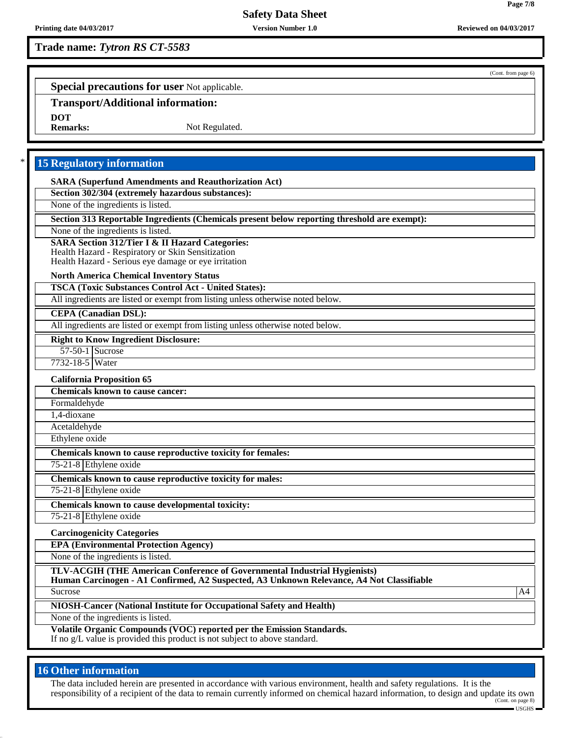**Trade name:** ***Tytron RS CT-5583***

(Cont. from page 6)

**Special precautions for user** Not applicable.

**Transport/Additional information:**

**DOT**
**Remarks:** Not Regulated.

## 15 Regulatory information

**SARA (Superfund Amendments and Reauthorization Act)**

**Section 302/304 (extremely hazardous substances):**

None of the ingredients is listed.

**Section 313 Reportable Ingredients (Chemicals present below reporting threshold are exempt):**

None of the ingredients is listed.

**SARA Section 312/Tier I & II Hazard Categories:**
Health Hazard - Respiratory or Skin Sensitization
Health Hazard - Serious eye damage or eye irritation

**North America Chemical Inventory Status**

**TSCA (Toxic Substances Control Act - United States):**

All ingredients are listed or exempt from listing unless otherwise noted below.

**CEPA (Canadian DSL):**

All ingredients are listed or exempt from listing unless otherwise noted below.

**Right to Know Ingredient Disclosure:**

| | |
|---|---|
| 57-50-1 | Sucrose |
| 7732-18-5 | Water |

**California Proposition 65**

**Chemicals known to cause cancer:**

Formaldehyde

1,4-dioxane

Acetaldehyde

Ethylene oxide

**Chemicals known to cause reproductive toxicity for females:**

| | |
|---|---|
| 75-21-8 | Ethylene oxide |

**Chemicals known to cause reproductive toxicity for males:**

| | |
|---|---|
| 75-21-8 | Ethylene oxide |

**Chemicals known to cause developmental toxicity:**

| | |
|---|---|
| 75-21-8 | Ethylene oxide |

**Carcinogenicity Categories**

**EPA (Environmental Protection Agency)**

None of the ingredients is listed.

**TLV-ACGIH (THE American Conference of Governmental Industrial Hygienists)**
**Human Carcinogen - A1 Confirmed, A2 Suspected, A3 Unknown Relevance, A4 Not Classifiable**

| | |
|---|---|
| Sucrose | A4 |

**NIOSH-Cancer (National Institute for Occupational Safety and Health)**

None of the ingredients is listed.

**Volatile Organic Compounds (VOC) reported per the Emission Standards.**
If no g/L value is provided this product is not subject to above standard.

## 16 Other information

The data included herein are presented in accordance with various environment, health and safety regulations. It is the responsibility of a recipient of the data to remain currently informed on chemical hazard information, to design and update its own

(Cont. on page 8)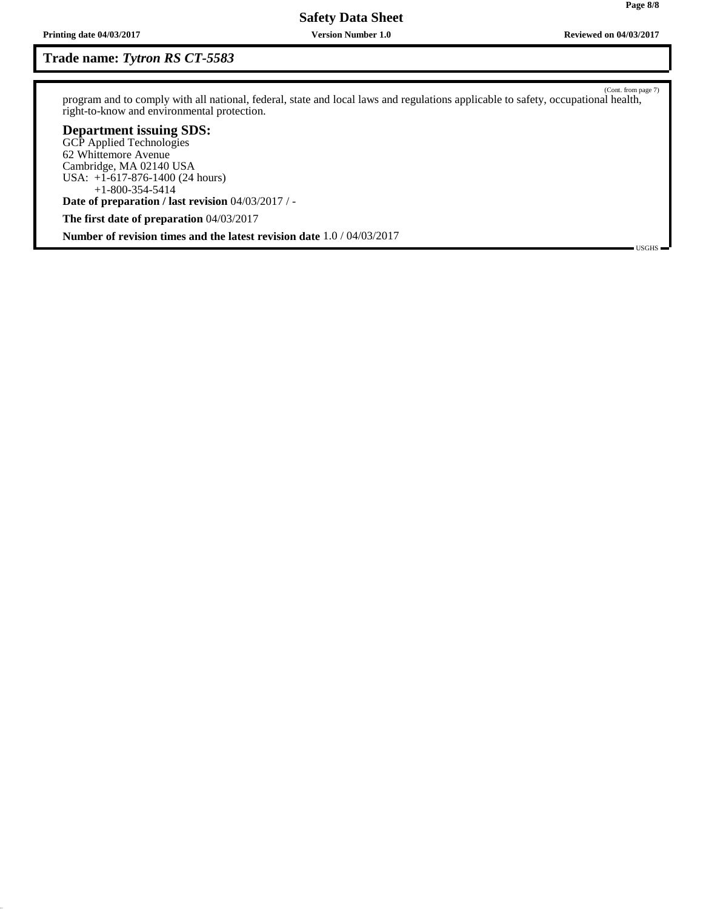**Trade name:** ***Tytron RS CT-5583***

(Cont. from page 7)

program and to comply with all national, federal, state and local laws and regulations applicable to safety, occupational health, right-to-know and environmental protection.

## Department issuing SDS:

GCP Applied Technologies
62 Whittemore Avenue
Cambridge, MA 02140 USA
USA: +1-617-876-1400 (24 hours)
+1-800-354-5414

**Date of preparation / last revision** 04/03/2017 / -

**The first date of preparation** 04/03/2017

**Number of revision times and the latest revision date** 1.0 / 04/03/2017

USGHS